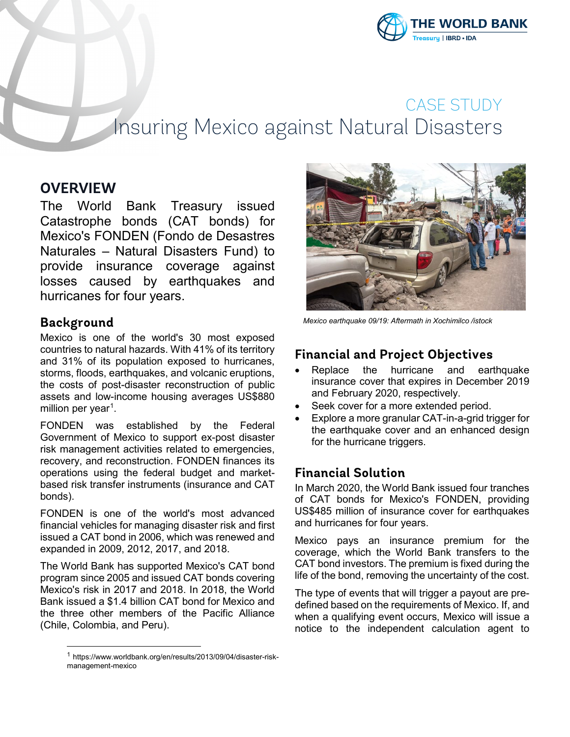# CASE STUDY
# Insuring Mexico against Natural Disasters

## OVERVIEW

The World Bank Treasury issued Catastrophe bonds (CAT bonds) for Mexico's FONDEN (Fondo de Desastres Naturales – Natural Disasters Fund) to provide insurance coverage against losses caused by earthquakes and hurricanes for four years.

## Background

Mexico is one of the world's 30 most exposed countries to natural hazards. With 41% of its territory and 31% of its population exposed to hurricanes, storms, floods, earthquakes, and volcanic eruptions, the costs of post-disaster reconstruction of public assets and low-income housing averages US$880 million per year[1].

FONDEN was established by the Federal Government of Mexico to support ex-post disaster risk management activities related to emergencies, recovery, and reconstruction. FONDEN finances its operations using the federal budget and market-based risk transfer instruments (insurance and CAT bonds).

FONDEN is one of the world's most advanced financial vehicles for managing disaster risk and first issued a CAT bond in 2006, which was renewed and expanded in 2009, 2012, 2017, and 2018.

The World Bank has supported Mexico's CAT bond program since 2005 and issued CAT bonds covering Mexico's risk in 2017 and 2018. In 2018, the World Bank issued a $1.4 billion CAT bond for Mexico and the three other members of the Pacific Alliance (Chile, Colombia, and Peru).

*Mexico earthquake 09/19: Aftermath in Xochimilco /istock*

## Financial and Project Objectives

- Replace the hurricane and earthquake insurance cover that expires in December 2019 and February 2020, respectively.
- Seek cover for a more extended period.
- Explore a more granular CAT-in-a-grid trigger for the earthquake cover and an enhanced design for the hurricane triggers.

## Financial Solution

In March 2020, the World Bank issued four tranches of CAT bonds for Mexico's FONDEN, providing US$485 million of insurance cover for earthquakes and hurricanes for four years.

Mexico pays an insurance premium for the coverage, which the World Bank transfers to the CAT bond investors. The premium is fixed during the life of the bond, removing the uncertainty of the cost.

The type of events that will trigger a payout are pre-defined based on the requirements of Mexico. If, and when a qualifying event occurs, Mexico will issue a notice to the independent calculation agent to

[1] https://www.worldbank.org/en/results/2013/09/04/disaster-risk-management-mexico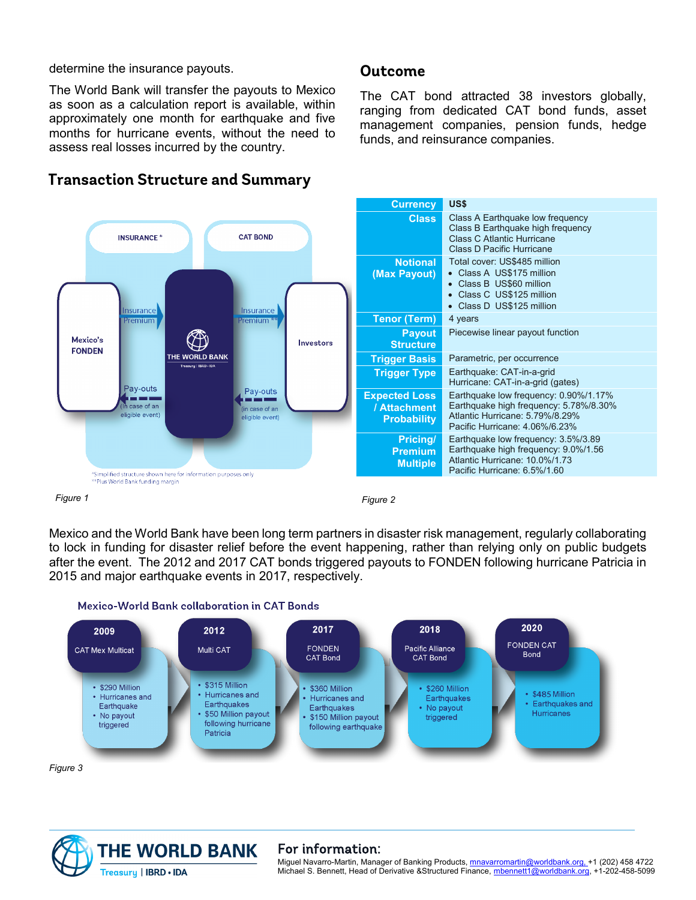determine the insurance payouts.

The World Bank will transfer the payouts to Mexico as soon as a calculation report is available, within approximately one month for earthquake and five months for hurricane events, without the need to assess real losses incurred by the country.

## Outcome

The CAT bond attracted 38 investors globally, ranging from dedicated CAT bond funds, asset management companies, pension funds, hedge funds, and reinsurance companies.

## Transaction Structure and Summary

INSURANCE *

CAT BOND

Mexico's FONDEN

Insurance Premium

Pay-outs (in case of an eligible event)

THE WORLD BANK
Treasury | IBRD • IDA

Insurance Premium **

Pay-outs (in case of an eligible event)

Investors

*Simplified structure shown here for information purposes only
**Plus World Bank funding margin

*Figure 1*

| | |
|---|---|
| **Currency** | **US$** |
| **Class** | Class A Earthquake low frequency<br>Class B Earthquake high frequency<br>Class C Atlantic Hurricane<br>Class D Pacific Hurricane |
| **Notional (Max Payout)** | Total cover: US$485 million<br>• Class A US$175 million<br>• Class B US$60 million<br>• Class C US$125 million<br>• Class D US$125 million |
| **Tenor (Term)** | 4 years |
| **Payout Structure** | Piecewise linear payout function |
| **Trigger Basis** | Parametric, per occurrence |
| **Trigger Type** | Earthquake: CAT-in-a-grid<br>Hurricane: CAT-in-a-grid (gates) |
| **Expected Loss / Attachment Probability** | Earthquake low frequency: 0.90%/1.17%<br>Earthquake high frequency: 5.78%/8.30%<br>Atlantic Hurricane: 5.79%/8.29%<br>Pacific Hurricane: 4.06%/6.23% |
| **Pricing/ Premium Multiple** | Earthquake low frequency: 3.5%/3.89<br>Earthquake high frequency: 9.0%/1.56<br>Atlantic Hurricane: 10.0%/1.73<br>Pacific Hurricane: 6.5%/1.60 |

*Figure 2*

Mexico and the World Bank have been long term partners in disaster risk management, regularly collaborating to lock in funding for disaster relief before the event happening, rather than relying only on public budgets after the event. The 2012 and 2017 CAT bonds triggered payouts to FONDEN following hurricane Patricia in 2015 and major earthquake events in 2017, respectively.

### Mexico-World Bank collaboration in CAT Bonds

**2009** – CAT Mex Multicat
- $290 Million
- Hurricanes and Earthquake
- No payout triggered

**2012** – Multi CAT
- $315 Million
- Hurricanes and Earthquakes
- $50 Million payout following hurricane Patricia

**2017** – FONDEN CAT Bond
- $360 Million
- Hurricanes and Earthquakes
- $150 Million payout following earthquake

**2018** – Pacific Alliance CAT Bond
- $260 Million Earthquakes
- No payout triggered

**2020** – FONDEN CAT Bond
- $485 Million
- Earthquakes and Hurricanes

*Figure 3*

## For information:

Miguel Navarro-Martin, Manager of Banking Products, mnavarromartin@worldbank.org, +1 (202) 458 4722
Michael S. Bennett, Head of Derivative &Structured Finance, mbennett1@worldbank.org, +1-202-458-5099